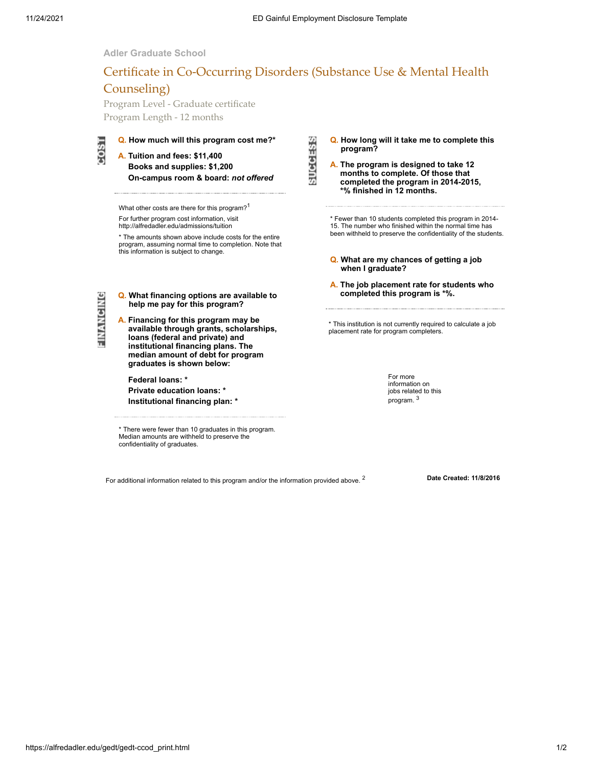Adler Graduate School

# Certificate in Co-Occurring Disorders (Substance Use & Mental Health Counseling)

Program Level - Graduate certificate

Program Length - 12 months

## COST

**Q. How much will this program cost me?***

**A. Tuition and fees: $11,400**

**Books and supplies: $1,200**

**On-campus room & board: *not offered***

What other costs are there for this program?[1]

For further program cost information, visit http://alfredadler.edu/admissions/tuition

* The amounts shown above include costs for the entire program, assuming normal time to completion. Note that this information is subject to change.

## FINANCING

**Q. What financing options are available to help me pay for this program?**

**A. Financing for this program may be available through grants, scholarships, loans (federal and private) and institutional financing plans. The median amount of debt for program graduates is shown below:**

**Federal loans: ***

**Private education loans: ***

**Institutional financing plan: ***

* There were fewer than 10 graduates in this program. Median amounts are withheld to preserve the confidentiality of graduates.

## SUCCESS

**Q. How long will it take me to complete this program?**

**A. The program is designed to take 12 months to complete. Of those that completed the program in 2014-2015, *% finished in 12 months.**

* Fewer than 10 students completed this program in 2014-15. The number who finished within the normal time has been withheld to preserve the confidentiality of the students.

**Q. What are my chances of getting a job when I graduate?**

**A. The job placement rate for students who completed this program is *%.**

* This institution is not currently required to calculate a job placement rate for program completers.

For more information on jobs related to this program.[3]

For additional information related to this program and/or the information provided above.[2]

**Date Created: 11/8/2016**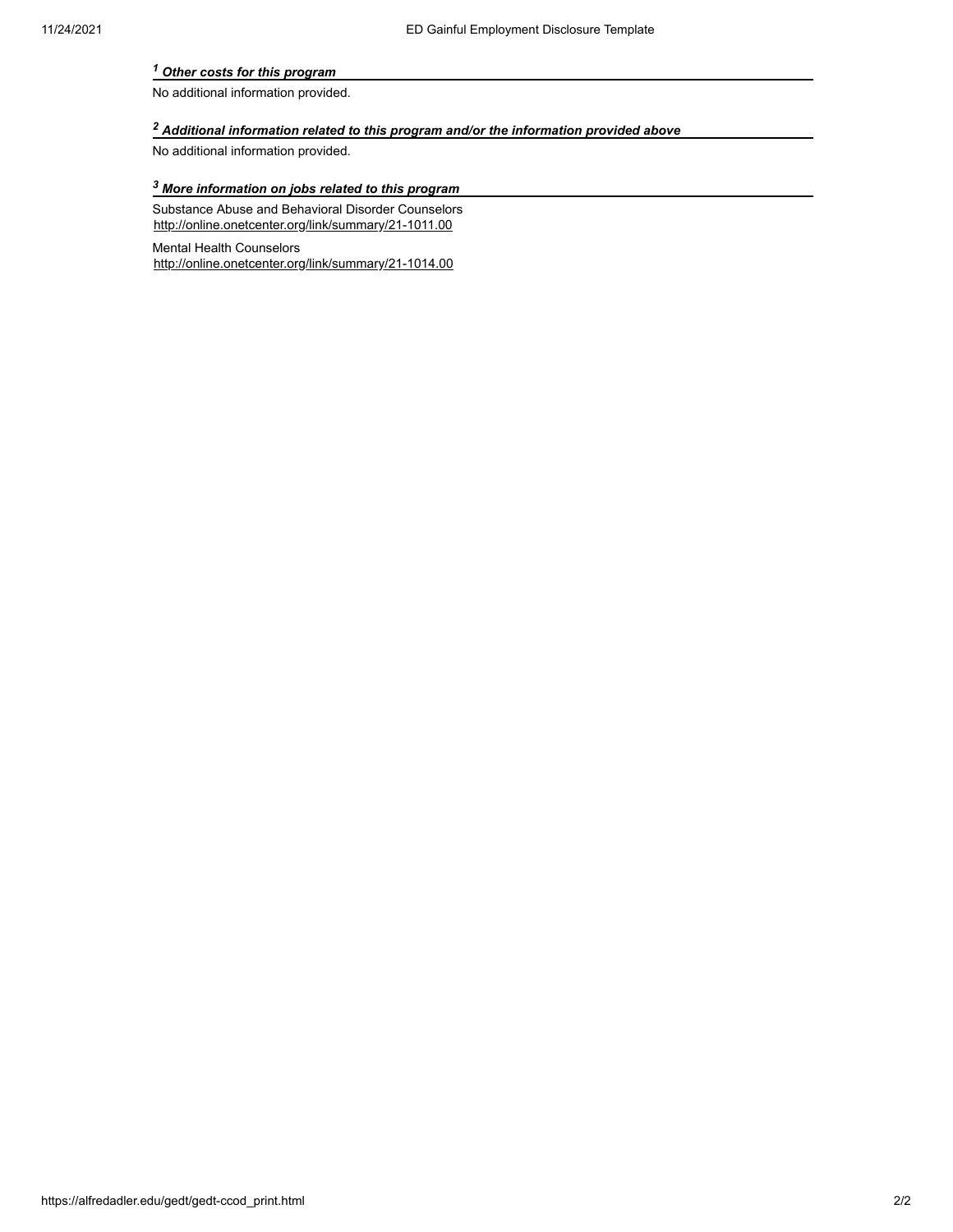### [1] *Other costs for this program*

No additional information provided.

### [2] *Additional information related to this program and/or the information provided above*

No additional information provided.

### [3] *More information on jobs related to this program*

Substance Abuse and Behavioral Disorder Counselors
http://online.onetcenter.org/link/summary/21-1011.00

Mental Health Counselors
http://online.onetcenter.org/link/summary/21-1014.00